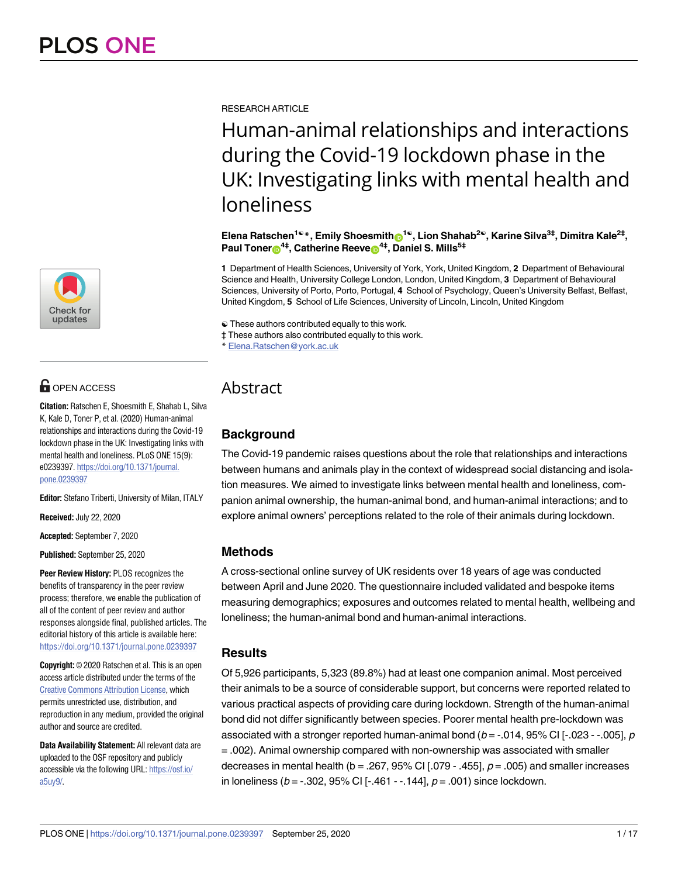RESEARCH ARTICLE

# Human-animal relationships and interactions during the Covid-19 lockdown phase in the UK: Investigating links with mental health and loneliness

**Elena Ratschen**[1☯*], **Emily Shoesmith**[1☯], **Lion Shahab**[2☯], **Karine Silva**[3‡], **Dimitra Kale**[2‡], **Paul Toner**[4‡], **Catherine Reeve**[4‡], **Daniel S. Mills**[5‡]

**1** Department of Health Sciences, University of York, York, United Kingdom, **2** Department of Behavioural Science and Health, University College London, London, United Kingdom, **3** Department of Behavioural Sciences, University of Porto, Porto, Portugal, **4** School of Psychology, Queen's University Belfast, Belfast, United Kingdom, **5** School of Life Sciences, University of Lincoln, Lincoln, United Kingdom

☯ These authors contributed equally to this work.
‡ These authors also contributed equally to this work.
* Elena.Ratschen@york.ac.uk

OPEN ACCESS

**Citation:** Ratschen E, Shoesmith E, Shahab L, Silva K, Kale D, Toner P, et al. (2020) Human-animal relationships and interactions during the Covid-19 lockdown phase in the UK: Investigating links with mental health and loneliness. PLoS ONE 15(9): e0239397. https://doi.org/10.1371/journal.pone.0239397

**Editor:** Stefano Triberti, University of Milan, ITALY

**Received:** July 22, 2020

**Accepted:** September 7, 2020

**Published:** September 25, 2020

**Peer Review History:** PLOS recognizes the benefits of transparency in the peer review process; therefore, we enable the publication of all of the content of peer review and author responses alongside final, published articles. The editorial history of this article is available here: https://doi.org/10.1371/journal.pone.0239397

**Copyright:** © 2020 Ratschen et al. This is an open access article distributed under the terms of the Creative Commons Attribution License, which permits unrestricted use, distribution, and reproduction in any medium, provided the original author and source are credited.

**Data Availability Statement:** All relevant data are uploaded to the OSF repository and publicly accessible via the following URL: https://osf.io/a5uy9/.

## Abstract

### Background

The Covid-19 pandemic raises questions about the role that relationships and interactions between humans and animals play in the context of widespread social distancing and isolation measures. We aimed to investigate links between mental health and loneliness, companion animal ownership, the human-animal bond, and human-animal interactions; and to explore animal owners' perceptions related to the role of their animals during lockdown.

### Methods

A cross-sectional online survey of UK residents over 18 years of age was conducted between April and June 2020. The questionnaire included validated and bespoke items measuring demographics; exposures and outcomes related to mental health, wellbeing and loneliness; the human-animal bond and human-animal interactions.

### Results

Of 5,926 participants, 5,323 (89.8%) had at least one companion animal. Most perceived their animals to be a source of considerable support, but concerns were reported related to various practical aspects of providing care during lockdown. Strength of the human-animal bond did not differ significantly between species. Poorer mental health pre-lockdown was associated with a stronger reported human-animal bond ($b = -.014$, 95% CI [-.023 - -.005], $p = .002$). Animal ownership compared with non-ownership was associated with smaller decreases in mental health ($b = .267$, 95% CI [.079 - .455], $p = .005$) and smaller increases in loneliness ($b = -.302$, 95% CI [-.461 - -.144], $p = .001$) since lockdown.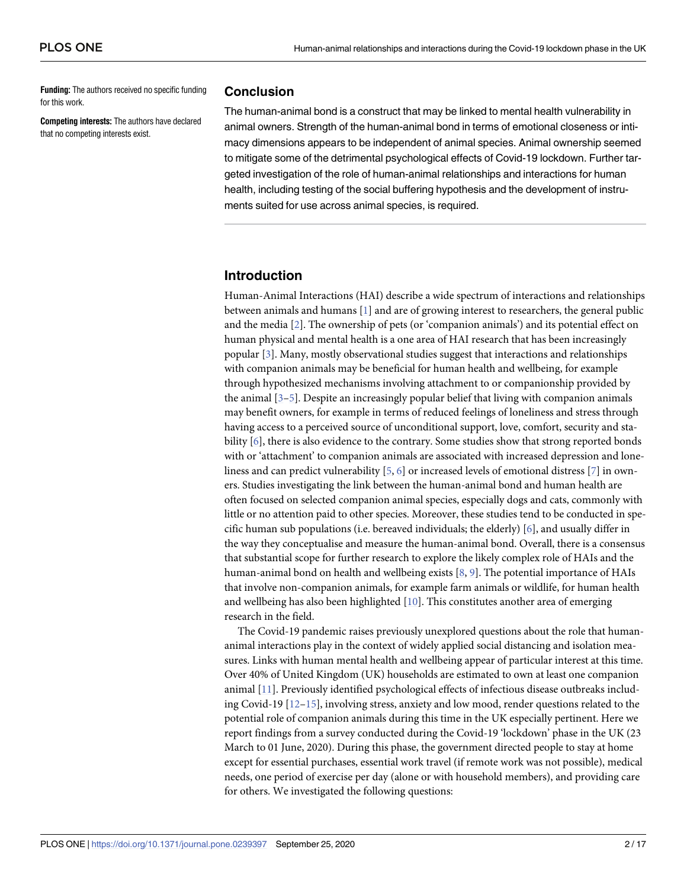**Funding:** The authors received no specific funding for this work.

**Competing interests:** The authors have declared that no competing interests exist.

## Conclusion

The human-animal bond is a construct that may be linked to mental health vulnerability in animal owners. Strength of the human-animal bond in terms of emotional closeness or intimacy dimensions appears to be independent of animal species. Animal ownership seemed to mitigate some of the detrimental psychological effects of Covid-19 lockdown. Further targeted investigation of the role of human-animal relationships and interactions for human health, including testing of the social buffering hypothesis and the development of instruments suited for use across animal species, is required.

## Introduction

Human-Animal Interactions (HAI) describe a wide spectrum of interactions and relationships between animals and humans [1] and are of growing interest to researchers, the general public and the media [2]. The ownership of pets (or 'companion animals') and its potential effect on human physical and mental health is a one area of HAI research that has been increasingly popular [3]. Many, mostly observational studies suggest that interactions and relationships with companion animals may be beneficial for human health and wellbeing, for example through hypothesized mechanisms involving attachment to or companionship provided by the animal [3–5]. Despite an increasingly popular belief that living with companion animals may benefit owners, for example in terms of reduced feelings of loneliness and stress through having access to a perceived source of unconditional support, love, comfort, security and stability [6], there is also evidence to the contrary. Some studies show that strong reported bonds with or 'attachment' to companion animals are associated with increased depression and loneliness and can predict vulnerability [5, 6] or increased levels of emotional distress [7] in owners. Studies investigating the link between the human-animal bond and human health are often focused on selected companion animal species, especially dogs and cats, commonly with little or no attention paid to other species. Moreover, these studies tend to be conducted in specific human sub populations (i.e. bereaved individuals; the elderly) [6], and usually differ in the way they conceptualise and measure the human-animal bond. Overall, there is a consensus that substantial scope for further research to explore the likely complex role of HAIs and the human-animal bond on health and wellbeing exists [8, 9]. The potential importance of HAIs that involve non-companion animals, for example farm animals or wildlife, for human health and wellbeing has also been highlighted [10]. This constitutes another area of emerging research in the field.

The Covid-19 pandemic raises previously unexplored questions about the role that human-animal interactions play in the context of widely applied social distancing and isolation measures. Links with human mental health and wellbeing appear of particular interest at this time. Over 40% of United Kingdom (UK) households are estimated to own at least one companion animal [11]. Previously identified psychological effects of infectious disease outbreaks including Covid-19 [12–15], involving stress, anxiety and low mood, render questions related to the potential role of companion animals during this time in the UK especially pertinent. Here we report findings from a survey conducted during the Covid-19 'lockdown' phase in the UK (23 March to 01 June, 2020). During this phase, the government directed people to stay at home except for essential purchases, essential work travel (if remote work was not possible), medical needs, one period of exercise per day (alone or with household members), and providing care for others. We investigated the following questions: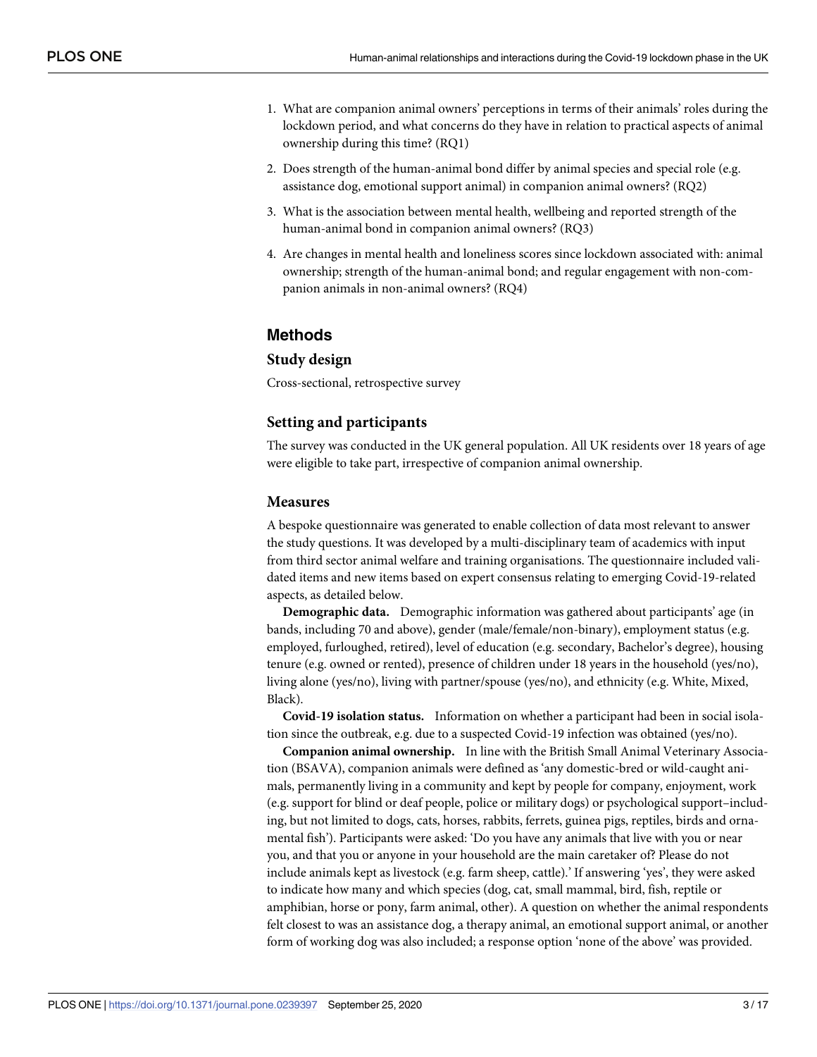1. What are companion animal owners' perceptions in terms of their animals' roles during the lockdown period, and what concerns do they have in relation to practical aspects of animal ownership during this time? (RQ1)
2. Does strength of the human-animal bond differ by animal species and special role (e.g. assistance dog, emotional support animal) in companion animal owners? (RQ2)
3. What is the association between mental health, wellbeing and reported strength of the human-animal bond in companion animal owners? (RQ3)
4. Are changes in mental health and loneliness scores since lockdown associated with: animal ownership; strength of the human-animal bond; and regular engagement with non-companion animals in non-animal owners? (RQ4)

## Methods

### Study design

Cross-sectional, retrospective survey

### Setting and participants

The survey was conducted in the UK general population. All UK residents over 18 years of age were eligible to take part, irrespective of companion animal ownership.

### Measures

A bespoke questionnaire was generated to enable collection of data most relevant to answer the study questions. It was developed by a multi-disciplinary team of academics with input from third sector animal welfare and training organisations. The questionnaire included validated items and new items based on expert consensus relating to emerging Covid-19-related aspects, as detailed below.

**Demographic data.** Demographic information was gathered about participants' age (in bands, including 70 and above), gender (male/female/non-binary), employment status (e.g. employed, furloughed, retired), level of education (e.g. secondary, Bachelor's degree), housing tenure (e.g. owned or rented), presence of children under 18 years in the household (yes/no), living alone (yes/no), living with partner/spouse (yes/no), and ethnicity (e.g. White, Mixed, Black).

**Covid-19 isolation status.** Information on whether a participant had been in social isolation since the outbreak, e.g. due to a suspected Covid-19 infection was obtained (yes/no).

**Companion animal ownership.** In line with the British Small Animal Veterinary Association (BSAVA), companion animals were defined as 'any domestic-bred or wild-caught animals, permanently living in a community and kept by people for company, enjoyment, work (e.g. support for blind or deaf people, police or military dogs) or psychological support–including, but not limited to dogs, cats, horses, rabbits, ferrets, guinea pigs, reptiles, birds and ornamental fish'). Participants were asked: 'Do you have any animals that live with you or near you, and that you or anyone in your household are the main caretaker of? Please do not include animals kept as livestock (e.g. farm sheep, cattle).' If answering 'yes', they were asked to indicate how many and which species (dog, cat, small mammal, bird, fish, reptile or amphibian, horse or pony, farm animal, other). A question on whether the animal respondents felt closest to was an assistance dog, a therapy animal, an emotional support animal, or another form of working dog was also included; a response option 'none of the above' was provided.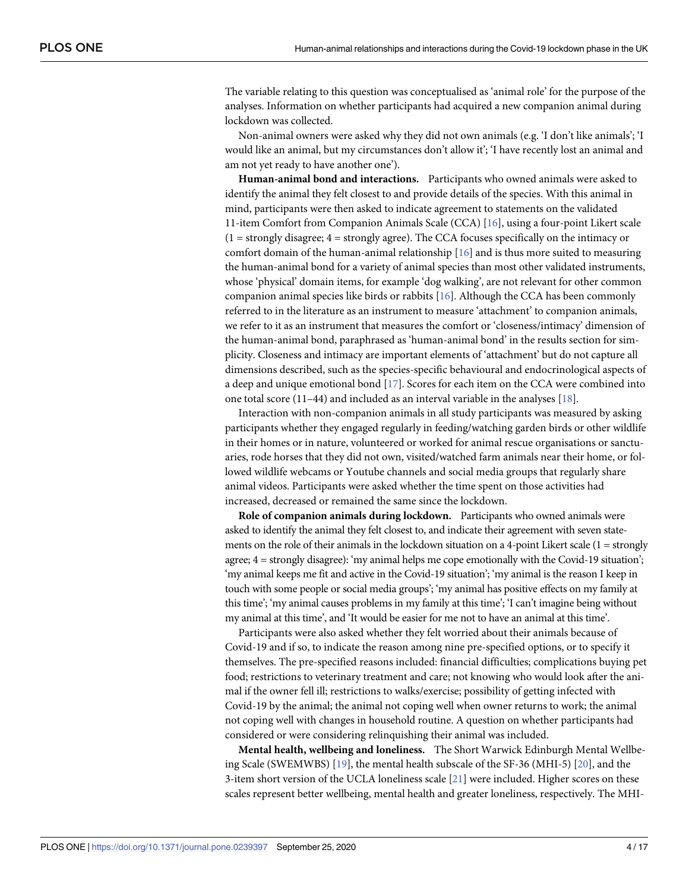The variable relating to this question was conceptualised as 'animal role' for the purpose of the analyses. Information on whether participants had acquired a new companion animal during lockdown was collected.

Non-animal owners were asked why they did not own animals (e.g. 'I don't like animals'; 'I would like an animal, but my circumstances don't allow it'; 'I have recently lost an animal and am not yet ready to have another one').

**Human-animal bond and interactions.** Participants who owned animals were asked to identify the animal they felt closest to and provide details of the species. With this animal in mind, participants were then asked to indicate agreement to statements on the validated 11-item Comfort from Companion Animals Scale (CCA) [16], using a four-point Likert scale (1 = strongly disagree; 4 = strongly agree). The CCA focuses specifically on the intimacy or comfort domain of the human-animal relationship [16] and is thus more suited to measuring the human-animal bond for a variety of animal species than most other validated instruments, whose 'physical' domain items, for example 'dog walking', are not relevant for other common companion animal species like birds or rabbits [16]. Although the CCA has been commonly referred to in the literature as an instrument to measure 'attachment' to companion animals, we refer to it as an instrument that measures the comfort or 'closeness/intimacy' dimension of the human-animal bond, paraphrased as 'human-animal bond' in the results section for simplicity. Closeness and intimacy are important elements of 'attachment' but do not capture all dimensions described, such as the species-specific behavioural and endocrinological aspects of a deep and unique emotional bond [17]. Scores for each item on the CCA were combined into one total score (11–44) and included as an interval variable in the analyses [18].

Interaction with non-companion animals in all study participants was measured by asking participants whether they engaged regularly in feeding/watching garden birds or other wildlife in their homes or in nature, volunteered or worked for animal rescue organisations or sanctuaries, rode horses that they did not own, visited/watched farm animals near their home, or followed wildlife webcams or Youtube channels and social media groups that regularly share animal videos. Participants were asked whether the time spent on those activities had increased, decreased or remained the same since the lockdown.

**Role of companion animals during lockdown.** Participants who owned animals were asked to identify the animal they felt closest to, and indicate their agreement with seven statements on the role of their animals in the lockdown situation on a 4-point Likert scale (1 = strongly agree; 4 = strongly disagree): 'my animal helps me cope emotionally with the Covid-19 situation'; 'my animal keeps me fit and active in the Covid-19 situation'; 'my animal is the reason I keep in touch with some people or social media groups'; 'my animal has positive effects on my family at this time'; 'my animal causes problems in my family at this time'; 'I can't imagine being without my animal at this time', and 'It would be easier for me not to have an animal at this time'.

Participants were also asked whether they felt worried about their animals because of Covid-19 and if so, to indicate the reason among nine pre-specified options, or to specify it themselves. The pre-specified reasons included: financial difficulties; complications buying pet food; restrictions to veterinary treatment and care; not knowing who would look after the animal if the owner fell ill; restrictions to walks/exercise; possibility of getting infected with Covid-19 by the animal; the animal not coping well when owner returns to work; the animal not coping well with changes in household routine. A question on whether participants had considered or were considering relinquishing their animal was included.

**Mental health, wellbeing and loneliness.** The Short Warwick Edinburgh Mental Wellbeing Scale (SWEMWBS) [19], the mental health subscale of the SF-36 (MHI-5) [20], and the 3-item short version of the UCLA loneliness scale [21] were included. Higher scores on these scales represent better wellbeing, mental health and greater loneliness, respectively. The MHI-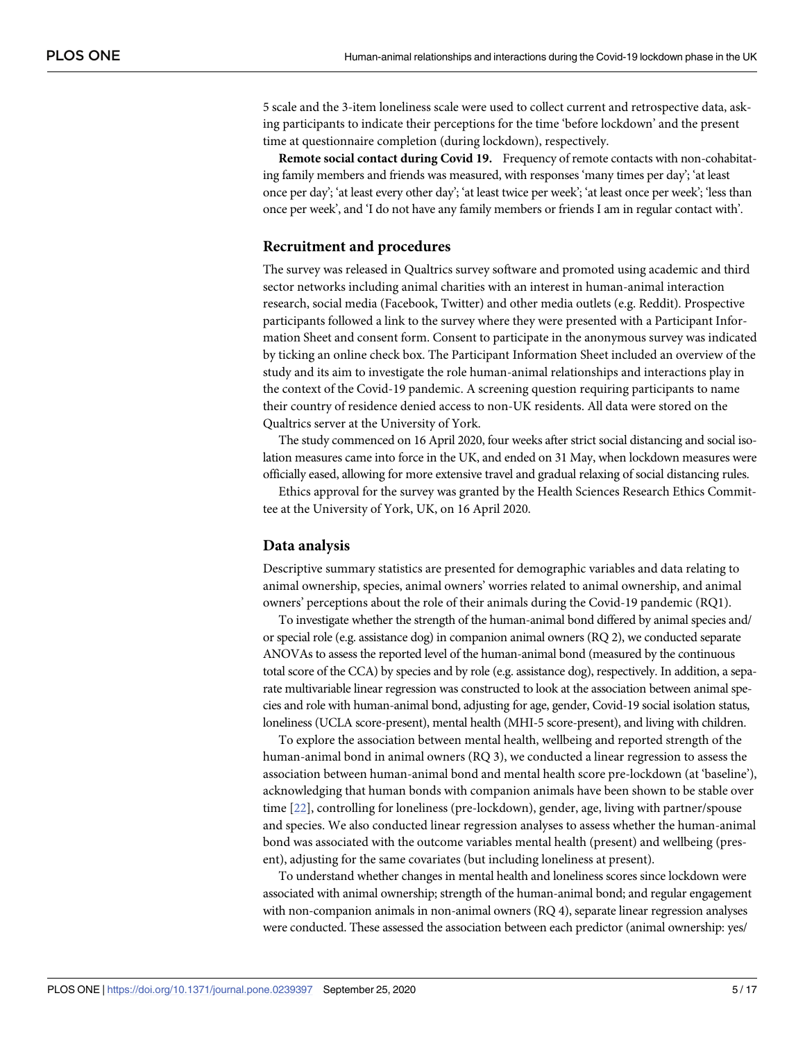5 scale and the 3-item loneliness scale were used to collect current and retrospective data, asking participants to indicate their perceptions for the time 'before lockdown' and the present time at questionnaire completion (during lockdown), respectively.

**Remote social contact during Covid 19.** Frequency of remote contacts with non-cohabitating family members and friends was measured, with responses 'many times per day'; 'at least once per day'; 'at least every other day'; 'at least twice per week'; 'at least once per week'; 'less than once per week', and 'I do not have any family members or friends I am in regular contact with'.

## Recruitment and procedures

The survey was released in Qualtrics survey software and promoted using academic and third sector networks including animal charities with an interest in human-animal interaction research, social media (Facebook, Twitter) and other media outlets (e.g. Reddit). Prospective participants followed a link to the survey where they were presented with a Participant Information Sheet and consent form. Consent to participate in the anonymous survey was indicated by ticking an online check box. The Participant Information Sheet included an overview of the study and its aim to investigate the role human-animal relationships and interactions play in the context of the Covid-19 pandemic. A screening question requiring participants to name their country of residence denied access to non-UK residents. All data were stored on the Qualtrics server at the University of York.

The study commenced on 16 April 2020, four weeks after strict social distancing and social isolation measures came into force in the UK, and ended on 31 May, when lockdown measures were officially eased, allowing for more extensive travel and gradual relaxing of social distancing rules.

Ethics approval for the survey was granted by the Health Sciences Research Ethics Committee at the University of York, UK, on 16 April 2020.

## Data analysis

Descriptive summary statistics are presented for demographic variables and data relating to animal ownership, species, animal owners' worries related to animal ownership, and animal owners' perceptions about the role of their animals during the Covid-19 pandemic (RQ1).

To investigate whether the strength of the human-animal bond differed by animal species and/or special role (e.g. assistance dog) in companion animal owners (RQ 2), we conducted separate ANOVAs to assess the reported level of the human-animal bond (measured by the continuous total score of the CCA) by species and by role (e.g. assistance dog), respectively. In addition, a separate multivariable linear regression was constructed to look at the association between animal species and role with human-animal bond, adjusting for age, gender, Covid-19 social isolation status, loneliness (UCLA score-present), mental health (MHI-5 score-present), and living with children.

To explore the association between mental health, wellbeing and reported strength of the human-animal bond in animal owners (RQ 3), we conducted a linear regression to assess the association between human-animal bond and mental health score pre-lockdown (at 'baseline'), acknowledging that human bonds with companion animals have been shown to be stable over time [22], controlling for loneliness (pre-lockdown), gender, age, living with partner/spouse and species. We also conducted linear regression analyses to assess whether the human-animal bond was associated with the outcome variables mental health (present) and wellbeing (present), adjusting for the same covariates (but including loneliness at present).

To understand whether changes in mental health and loneliness scores since lockdown were associated with animal ownership; strength of the human-animal bond; and regular engagement with non-companion animals in non-animal owners (RQ 4), separate linear regression analyses were conducted. These assessed the association between each predictor (animal ownership: yes/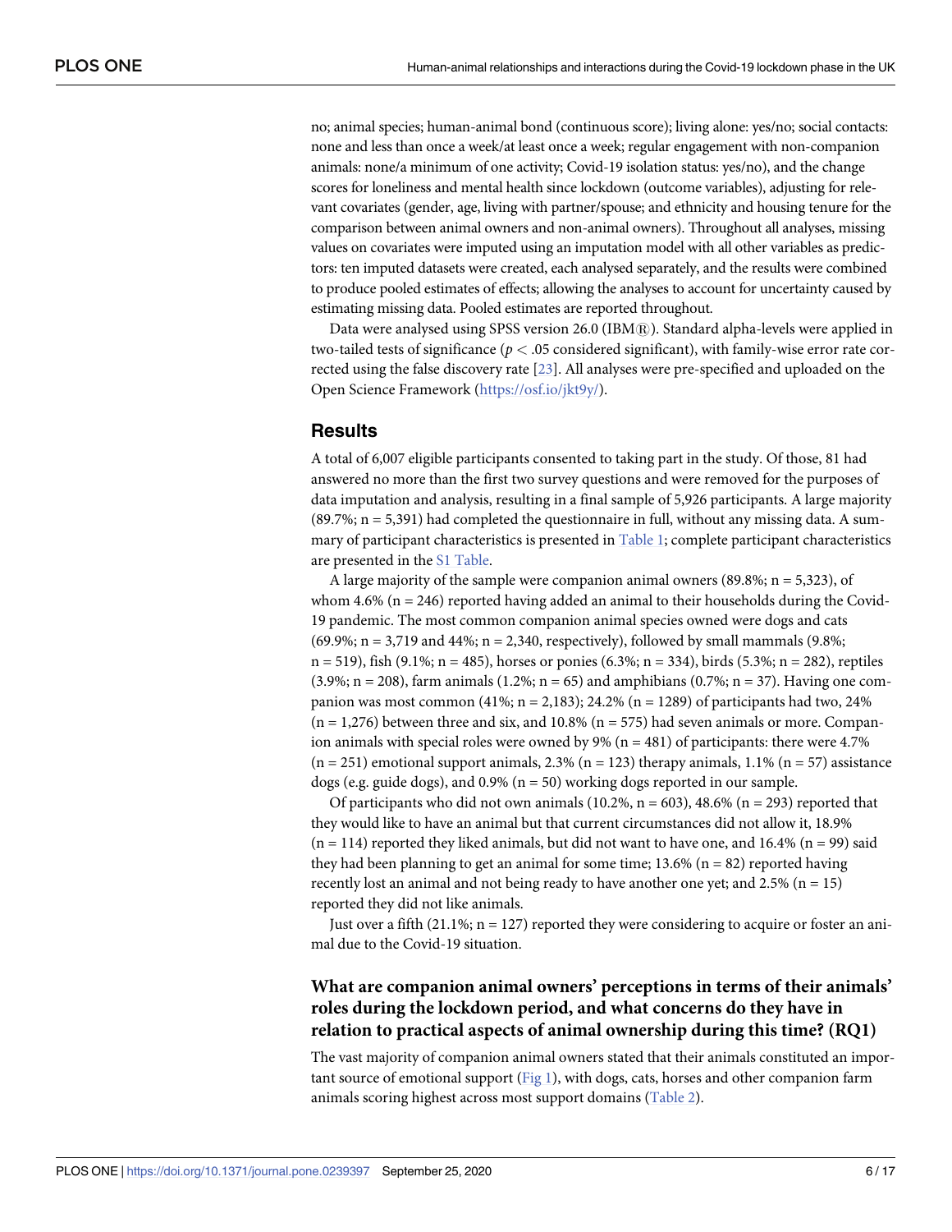no; animal species; human-animal bond (continuous score); living alone: yes/no; social contacts: none and less than once a week/at least once a week; regular engagement with non-companion animals: none/a minimum of one activity; Covid-19 isolation status: yes/no), and the change scores for loneliness and mental health since lockdown (outcome variables), adjusting for relevant covariates (gender, age, living with partner/spouse; and ethnicity and housing tenure for the comparison between animal owners and non-animal owners). Throughout all analyses, missing values on covariates were imputed using an imputation model with all other variables as predictors: ten imputed datasets were created, each analysed separately, and the results were combined to produce pooled estimates of effects; allowing the analyses to account for uncertainty caused by estimating missing data. Pooled estimates are reported throughout.

Data were analysed using SPSS version 26.0 (IBM®). Standard alpha-levels were applied in two-tailed tests of significance ($p < .05$ considered significant), with family-wise error rate corrected using the false discovery rate [23]. All analyses were pre-specified and uploaded on the Open Science Framework (https://osf.io/jkt9y/).

## Results

A total of 6,007 eligible participants consented to taking part in the study. Of those, 81 had answered no more than the first two survey questions and were removed for the purposes of data imputation and analysis, resulting in a final sample of 5,926 participants. A large majority (89.7%; n = 5,391) had completed the questionnaire in full, without any missing data. A summary of participant characteristics is presented in Table 1; complete participant characteristics are presented in the S1 Table.

A large majority of the sample were companion animal owners (89.8%; n = 5,323), of whom 4.6% (n = 246) reported having added an animal to their households during the Covid-19 pandemic. The most common companion animal species owned were dogs and cats (69.9%; n = 3,719 and 44%; n = 2,340, respectively), followed by small mammals (9.8%; n = 519), fish (9.1%; n = 485), horses or ponies (6.3%; n = 334), birds (5.3%; n = 282), reptiles (3.9%; n = 208), farm animals (1.2%; n = 65) and amphibians (0.7%; n = 37). Having one companion was most common (41%; n = 2,183); 24.2% (n = 1289) of participants had two, 24% (n = 1,276) between three and six, and 10.8% (n = 575) had seven animals or more. Companion animals with special roles were owned by 9% (n = 481) of participants: there were 4.7% (n = 251) emotional support animals, 2.3% (n = 123) therapy animals, 1.1% (n = 57) assistance dogs (e.g. guide dogs), and 0.9% (n = 50) working dogs reported in our sample.

Of participants who did not own animals (10.2%, n = 603), 48.6% (n = 293) reported that they would like to have an animal but that current circumstances did not allow it, 18.9% (n = 114) reported they liked animals, but did not want to have one, and 16.4% (n = 99) said they had been planning to get an animal for some time; 13.6% (n = 82) reported having recently lost an animal and not being ready to have another one yet; and 2.5% (n = 15) reported they did not like animals.

Just over a fifth (21.1%; n = 127) reported they were considering to acquire or foster an animal due to the Covid-19 situation.

### What are companion animal owners' perceptions in terms of their animals' roles during the lockdown period, and what concerns do they have in relation to practical aspects of animal ownership during this time? (RQ1)

The vast majority of companion animal owners stated that their animals constituted an important source of emotional support (Fig 1), with dogs, cats, horses and other companion farm animals scoring highest across most support domains (Table 2).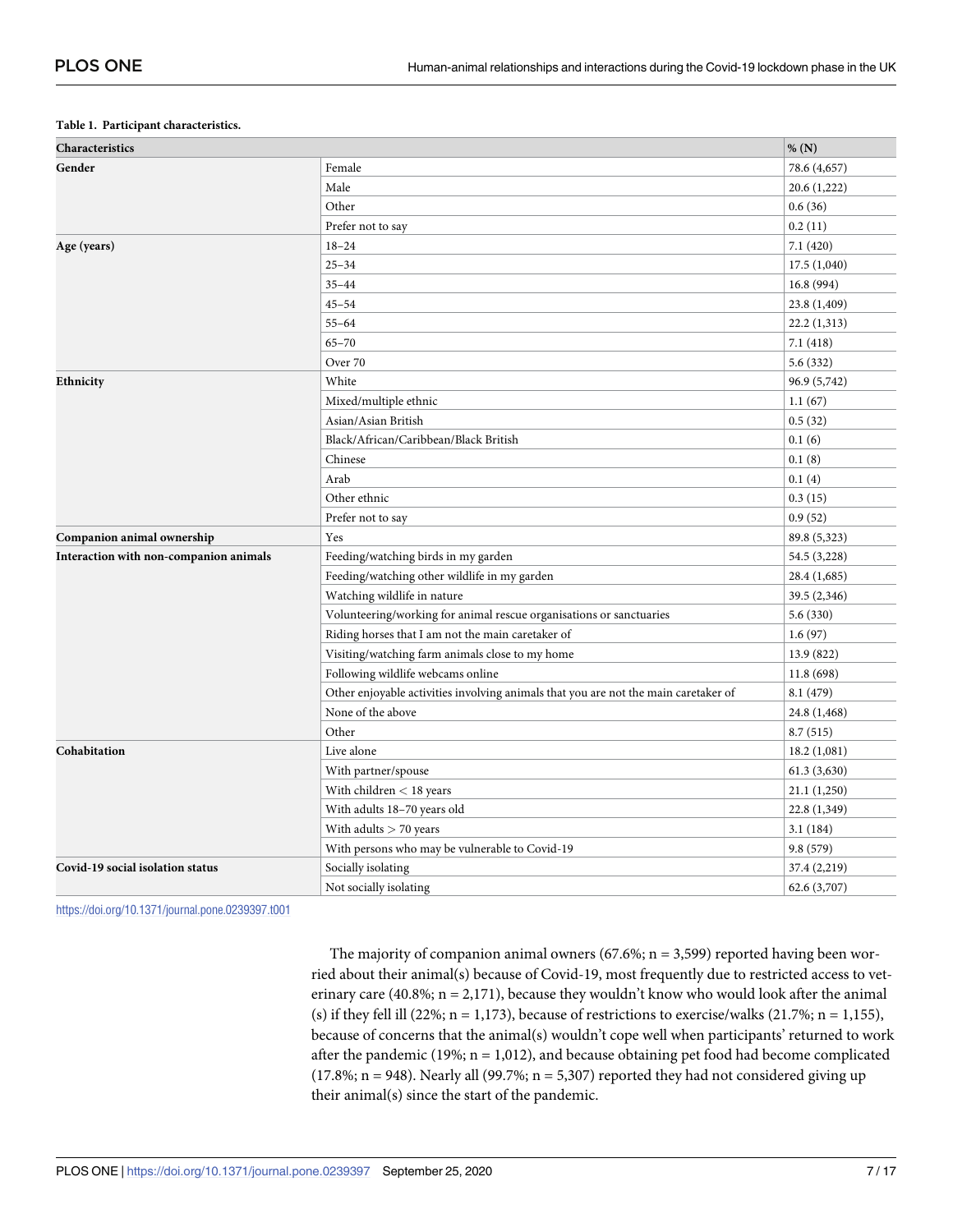**Table 1. Participant characteristics.**

| Characteristics | | % (N) |
|---|---|---|
| **Gender** | Female | 78.6 (4,657) |
| | Male | 20.6 (1,222) |
| | Other | 0.6 (36) |
| | Prefer not to say | 0.2 (11) |
| **Age (years)** | 18–24 | 7.1 (420) |
| | 25–34 | 17.5 (1,040) |
| | 35–44 | 16.8 (994) |
| | 45–54 | 23.8 (1,409) |
| | 55–64 | 22.2 (1,313) |
| | 65–70 | 7.1 (418) |
| | Over 70 | 5.6 (332) |
| **Ethnicity** | White | 96.9 (5,742) |
| | Mixed/multiple ethnic | 1.1 (67) |
| | Asian/Asian British | 0.5 (32) |
| | Black/African/Caribbean/Black British | 0.1 (6) |
| | Chinese | 0.1 (8) |
| | Arab | 0.1 (4) |
| | Other ethnic | 0.3 (15) |
| | Prefer not to say | 0.9 (52) |
| **Companion animal ownership** | Yes | 89.8 (5,323) |
| **Interaction with non-companion animals** | Feeding/watching birds in my garden | 54.5 (3,228) |
| | Feeding/watching other wildlife in my garden | 28.4 (1,685) |
| | Watching wildlife in nature | 39.5 (2,346) |
| | Volunteering/working for animal rescue organisations or sanctuaries | 5.6 (330) |
| | Riding horses that I am not the main caretaker of | 1.6 (97) |
| | Visiting/watching farm animals close to my home | 13.9 (822) |
| | Following wildlife webcams online | 11.8 (698) |
| | Other enjoyable activities involving animals that you are not the main caretaker of | 8.1 (479) |
| | None of the above | 24.8 (1,468) |
| | Other | 8.7 (515) |
| **Cohabitation** | Live alone | 18.2 (1,081) |
| | With partner/spouse | 61.3 (3,630) |
| | With children < 18 years | 21.1 (1,250) |
| | With adults 18–70 years old | 22.8 (1,349) |
| | With adults > 70 years | 3.1 (184) |
| | With persons who may be vulnerable to Covid-19 | 9.8 (579) |
| **Covid-19 social isolation status** | Socially isolating | 37.4 (2,219) |
| | Not socially isolating | 62.6 (3,707) |

https://doi.org/10.1371/journal.pone.0239397.t001

The majority of companion animal owners (67.6%; n = 3,599) reported having been worried about their animal(s) because of Covid-19, most frequently due to restricted access to veterinary care (40.8%; n = 2,171), because they wouldn't know who would look after the animal (s) if they fell ill (22%; n = 1,173), because of restrictions to exercise/walks (21.7%; n = 1,155), because of concerns that the animal(s) wouldn't cope well when participants' returned to work after the pandemic (19%; n = 1,012), and because obtaining pet food had become complicated (17.8%; n = 948). Nearly all (99.7%; n = 5,307) reported they had not considered giving up their animal(s) since the start of the pandemic.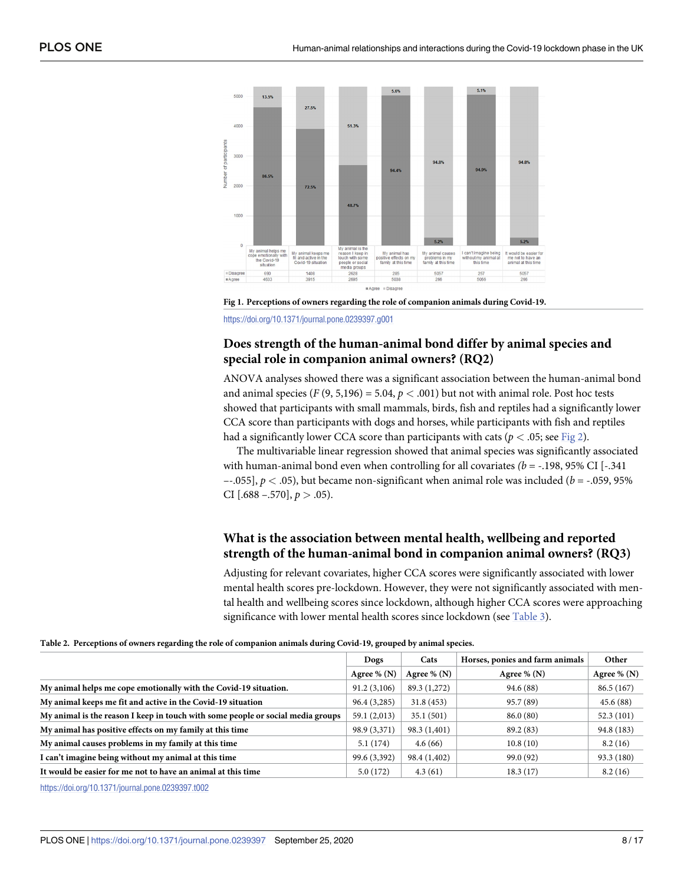Fig 1. Perceptions of owners regarding the role of companion animals during Covid-19.

https://doi.org/10.1371/journal.pone.0239397.g001

## Does strength of the human-animal bond differ by animal species and special role in companion animal owners? (RQ2)

ANOVA analyses showed there was a significant association between the human-animal bond and animal species ($F$ (9, 5,196) = 5.04, $p < .001$) but not with animal role. Post hoc tests showed that participants with small mammals, birds, fish and reptiles had a significantly lower CCA score than participants with dogs and horses, while participants with fish and reptiles had a significantly lower CCA score than participants with cats ($p < .05$; see Fig 2).

The multivariable linear regression showed that animal species was significantly associated with human-animal bond even when controlling for all covariates ($b$ = -.198, 95% CI [-.341 –-.055], $p < .05$), but became non-significant when animal role was included ($b$ = -.059, 95% CI [.688 –.570], $p > .05$).

## What is the association between mental health, wellbeing and reported strength of the human-animal bond in companion animal owners? (RQ3)

Adjusting for relevant covariates, higher CCA scores were significantly associated with lower mental health scores pre-lockdown. However, they were not significantly associated with mental health and wellbeing scores since lockdown, although higher CCA scores were approaching significance with lower mental health scores since lockdown (see Table 3).

**Table 2. Perceptions of owners regarding the role of companion animals during Covid-19, grouped by animal species.**

| | Dogs | Cats | Horses, ponies and farm animals | Other |
|---|---|---|---|---|
| | Agree % (N) | Agree % (N) | Agree % (N) | Agree % (N) |
| **My animal helps me cope emotionally with the Covid-19 situation.** | 91.2 (3,106) | 89.3 (1,272) | 94.6 (88) | 86.5 (167) |
| **My animal keeps me fit and active in the Covid-19 situation** | 96.4 (3,285) | 31.8 (453) | 95.7 (89) | 45.6 (88) |
| **My animal is the reason I keep in touch with some people or social media groups** | 59.1 (2,013) | 35.1 (501) | 86.0 (80) | 52.3 (101) |
| **My animal has positive effects on my family at this time** | 98.9 (3,371) | 98.3 (1,401) | 89.2 (83) | 94.8 (183) |
| **My animal causes problems in my family at this time** | 5.1 (174) | 4.6 (66) | 10.8 (10) | 8.2 (16) |
| **I can't imagine being without my animal at this time** | 99.6 (3,392) | 98.4 (1,402) | 99.0 (92) | 93.3 (180) |
| **It would be easier for me not to have an animal at this time** | 5.0 (172) | 4.3 (61) | 18.3 (17) | 8.2 (16) |

https://doi.org/10.1371/journal.pone.0239397.t002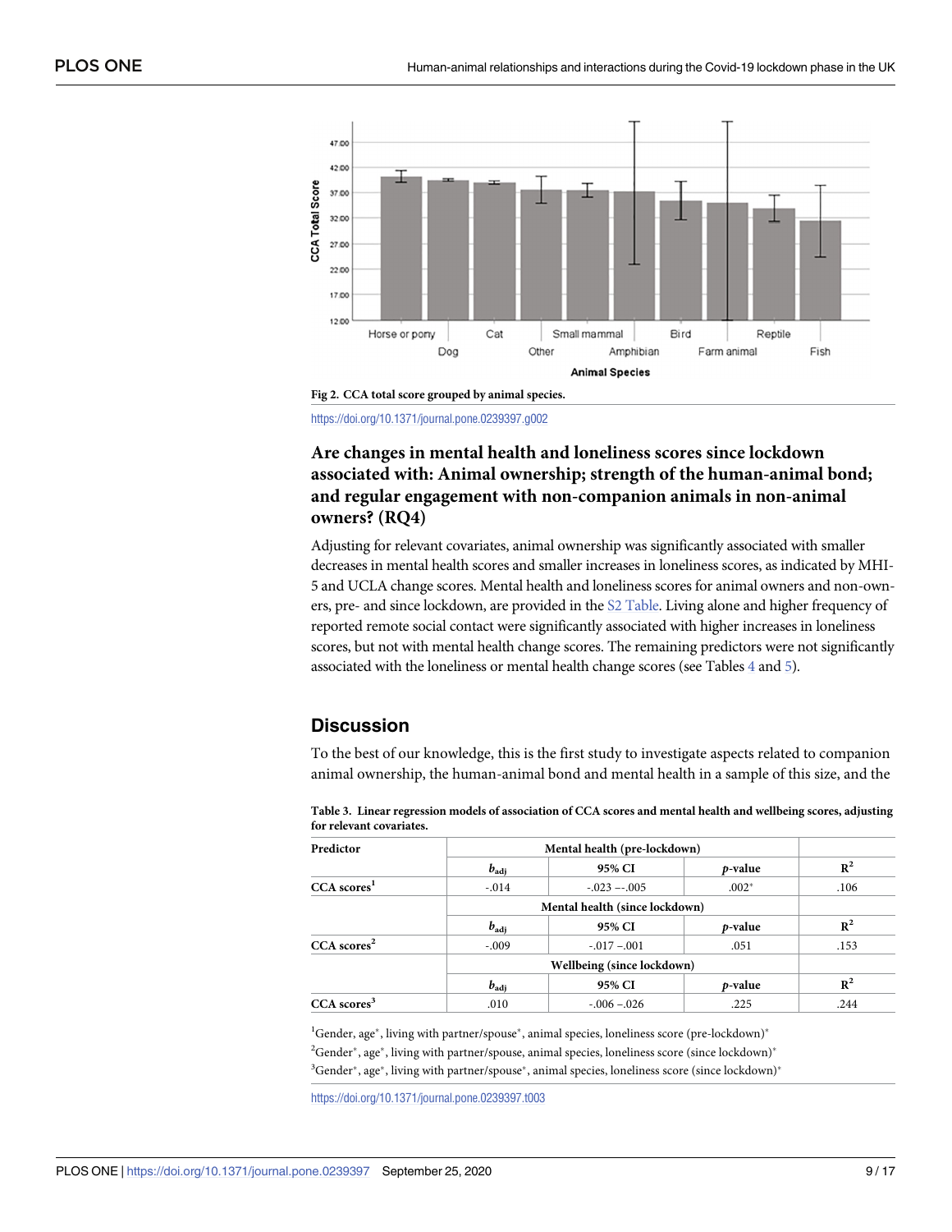**Fig 2. CCA total score grouped by animal species.**

https://doi.org/10.1371/journal.pone.0239397.g002

### Are changes in mental health and loneliness scores since lockdown associated with: Animal ownership; strength of the human-animal bond; and regular engagement with non-companion animals in non-animal owners? (RQ4)

Adjusting for relevant covariates, animal ownership was significantly associated with smaller decreases in mental health scores and smaller increases in loneliness scores, as indicated by MHI-5 and UCLA change scores. Mental health and loneliness scores for animal owners and non-owners, pre- and since lockdown, are provided in the S2 Table. Living alone and higher frequency of reported remote social contact were significantly associated with higher increases in loneliness scores, but not with mental health change scores. The remaining predictors were not significantly associated with the loneliness or mental health change scores (see Tables 4 and 5).

## Discussion

To the best of our knowledge, this is the first study to investigate aspects related to companion animal ownership, the human-animal bond and mental health in a sample of this size, and the

**Table 3. Linear regression models of association of CCA scores and mental health and wellbeing scores, adjusting for relevant covariates.**

| Predictor | Mental health (pre-lockdown) | | | |
|---|---|---|---|---|
| | $b_{adj}$ | 95% CI | *p*-value | $R^2$ |
| CCA scores[1] | -.014 | -.023 –-.005 | .002* | .106 |
| | Mental health (since lockdown) | | | |
| | $b_{adj}$ | 95% CI | *p*-value | $R^2$ |
| CCA scores[2] | -.009 | -.017 –.001 | .051 | .153 |
| | Wellbeing (since lockdown) | | | |
| | $b_{adj}$ | 95% CI | *p*-value | $R^2$ |
| CCA scores[3] | .010 | -.006 –.026 | .225 | .244 |

[1]Gender, age*, living with partner/spouse*, animal species, loneliness score (pre-lockdown)*

[2]Gender*, age*, living with partner/spouse, animal species, loneliness score (since lockdown)*

[3]Gender*, age*, living with partner/spouse*, animal species, loneliness score (since lockdown)*

https://doi.org/10.1371/journal.pone.0239397.t003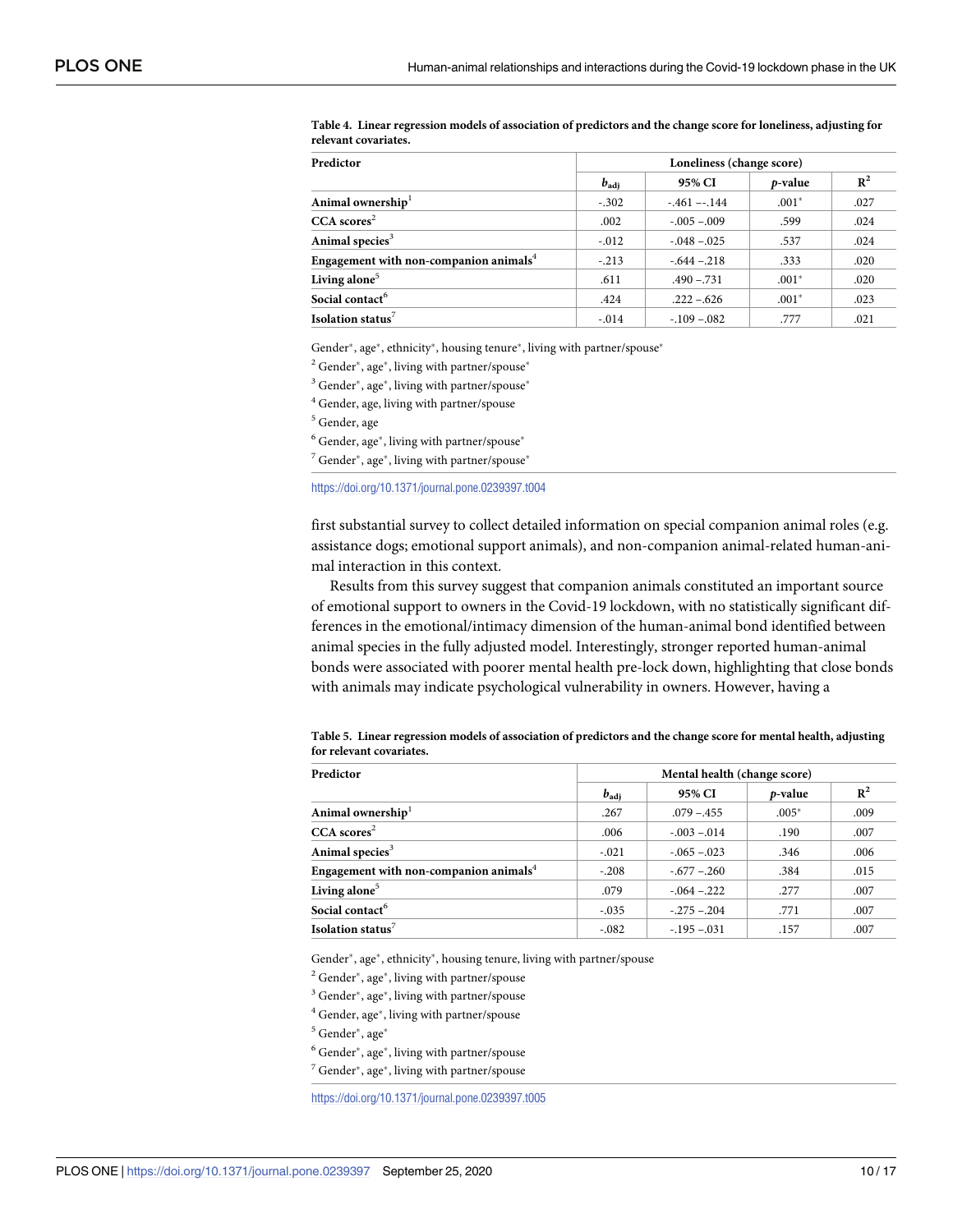**Table 4. Linear regression models of association of predictors and the change score for loneliness, adjusting for relevant covariates.**

| Predictor | Loneliness (change score) | | | |
|---|---|---|---|---|
| | $b_{adj}$ | 95% CI | *p*-value | $R^2$ |
| **Animal ownership**[1] | -.302 | -.461 –-.144 | .001* | .027 |
| **CCA scores**[2] | .002 | -.005 –.009 | .599 | .024 |
| **Animal species**[3] | -.012 | -.048 –.025 | .537 | .024 |
| **Engagement with non-companion animals**[4] | -.213 | -.644 –.218 | .333 | .020 |
| **Living alone**[5] | .611 | .490 –.731 | .001* | .020 |
| **Social contact**[6] | .424 | .222 –.626 | .001* | .023 |
| **Isolation status**[7] | -.014 | -.109 –.082 | .777 | .021 |

Gender*, age*, ethnicity*, housing tenure*, living with partner/spouse*

[2] Gender*, age*, living with partner/spouse*

[3] Gender*, age*, living with partner/spouse*

[4] Gender, age, living with partner/spouse

[5] Gender, age

[6] Gender, age*, living with partner/spouse*

[7] Gender*, age*, living with partner/spouse*

https://doi.org/10.1371/journal.pone.0239397.t004

first substantial survey to collect detailed information on special companion animal roles (e.g. assistance dogs; emotional support animals), and non-companion animal-related human-animal interaction in this context.

Results from this survey suggest that companion animals constituted an important source of emotional support to owners in the Covid-19 lockdown, with no statistically significant differences in the emotional/intimacy dimension of the human-animal bond identified between animal species in the fully adjusted model. Interestingly, stronger reported human-animal bonds were associated with poorer mental health pre-lock down, highlighting that close bonds with animals may indicate psychological vulnerability in owners. However, having a

**Table 5. Linear regression models of association of predictors and the change score for mental health, adjusting for relevant covariates.**

| Predictor | Mental health (change score) | | | |
|---|---|---|---|---|
| | $b_{adj}$ | 95% CI | *p*-value | $R^2$ |
| **Animal ownership**[1] | .267 | .079 –.455 | .005* | .009 |
| **CCA scores**[2] | .006 | -.003 –.014 | .190 | .007 |
| **Animal species**[3] | -.021 | -.065 –.023 | .346 | .006 |
| **Engagement with non-companion animals**[4] | -.208 | -.677 –.260 | .384 | .015 |
| **Living alone**[5] | .079 | -.064 –.222 | .277 | .007 |
| **Social contact**[6] | -.035 | -.275 –.204 | .771 | .007 |
| **Isolation status**[7] | -.082 | -.195 –.031 | .157 | .007 |

Gender*, age*, ethnicity*, housing tenure, living with partner/spouse

[2] Gender*, age*, living with partner/spouse

[3] Gender*, age*, living with partner/spouse

[4] Gender, age*, living with partner/spouse

[5] Gender*, age*

[6] Gender*, age*, living with partner/spouse

[7] Gender*, age*, living with partner/spouse

https://doi.org/10.1371/journal.pone.0239397.t005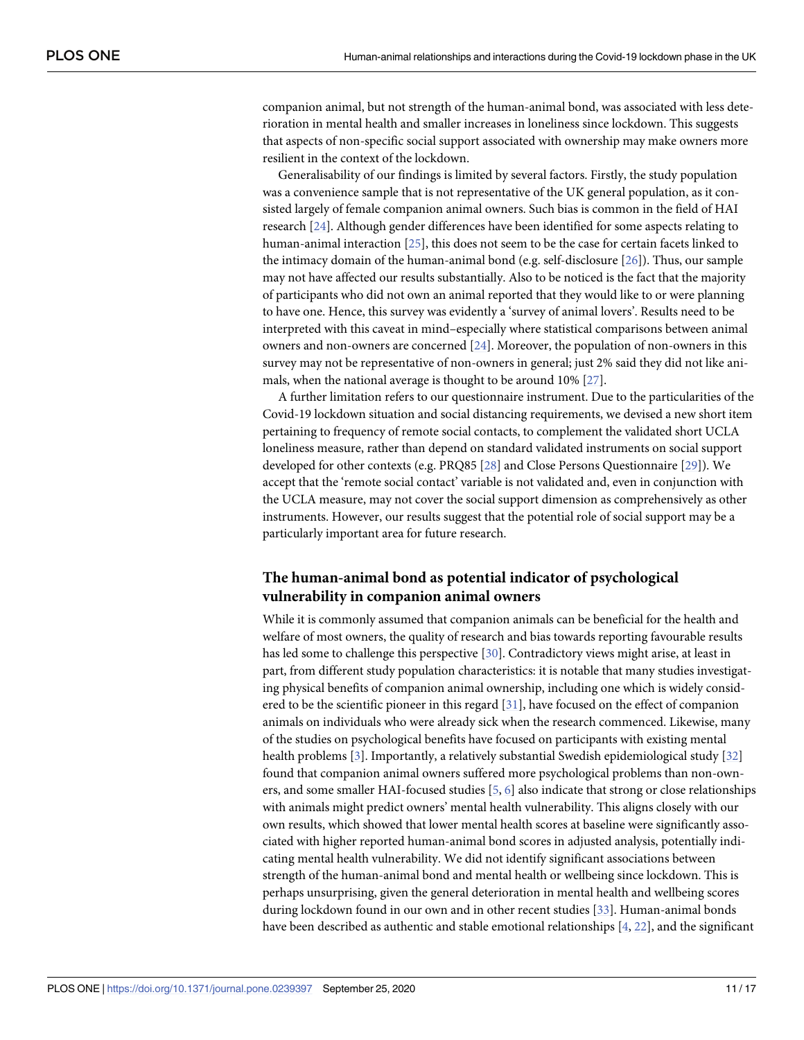companion animal, but not strength of the human-animal bond, was associated with less deterioration in mental health and smaller increases in loneliness since lockdown. This suggests that aspects of non-specific social support associated with ownership may make owners more resilient in the context of the lockdown.

Generalisability of our findings is limited by several factors. Firstly, the study population was a convenience sample that is not representative of the UK general population, as it consisted largely of female companion animal owners. Such bias is common in the field of HAI research [24]. Although gender differences have been identified for some aspects relating to human-animal interaction [25], this does not seem to be the case for certain facets linked to the intimacy domain of the human-animal bond (e.g. self-disclosure [26]). Thus, our sample may not have affected our results substantially. Also to be noticed is the fact that the majority of participants who did not own an animal reported that they would like to or were planning to have one. Hence, this survey was evidently a 'survey of animal lovers'. Results need to be interpreted with this caveat in mind–especially where statistical comparisons between animal owners and non-owners are concerned [24]. Moreover, the population of non-owners in this survey may not be representative of non-owners in general; just 2% said they did not like animals, when the national average is thought to be around 10% [27].

A further limitation refers to our questionnaire instrument. Due to the particularities of the Covid-19 lockdown situation and social distancing requirements, we devised a new short item pertaining to frequency of remote social contacts, to complement the validated short UCLA loneliness measure, rather than depend on standard validated instruments on social support developed for other contexts (e.g. PRQ85 [28] and Close Persons Questionnaire [29]). We accept that the 'remote social contact' variable is not validated and, even in conjunction with the UCLA measure, may not cover the social support dimension as comprehensively as other instruments. However, our results suggest that the potential role of social support may be a particularly important area for future research.

## The human-animal bond as potential indicator of psychological vulnerability in companion animal owners

While it is commonly assumed that companion animals can be beneficial for the health and welfare of most owners, the quality of research and bias towards reporting favourable results has led some to challenge this perspective [30]. Contradictory views might arise, at least in part, from different study population characteristics: it is notable that many studies investigating physical benefits of companion animal ownership, including one which is widely considered to be the scientific pioneer in this regard [31], have focused on the effect of companion animals on individuals who were already sick when the research commenced. Likewise, many of the studies on psychological benefits have focused on participants with existing mental health problems [3]. Importantly, a relatively substantial Swedish epidemiological study [32] found that companion animal owners suffered more psychological problems than non-owners, and some smaller HAI-focused studies [5, 6] also indicate that strong or close relationships with animals might predict owners' mental health vulnerability. This aligns closely with our own results, which showed that lower mental health scores at baseline were significantly associated with higher reported human-animal bond scores in adjusted analysis, potentially indicating mental health vulnerability. We did not identify significant associations between strength of the human-animal bond and mental health or wellbeing since lockdown. This is perhaps unsurprising, given the general deterioration in mental health and wellbeing scores during lockdown found in our own and in other recent studies [33]. Human-animal bonds have been described as authentic and stable emotional relationships [4, 22], and the significant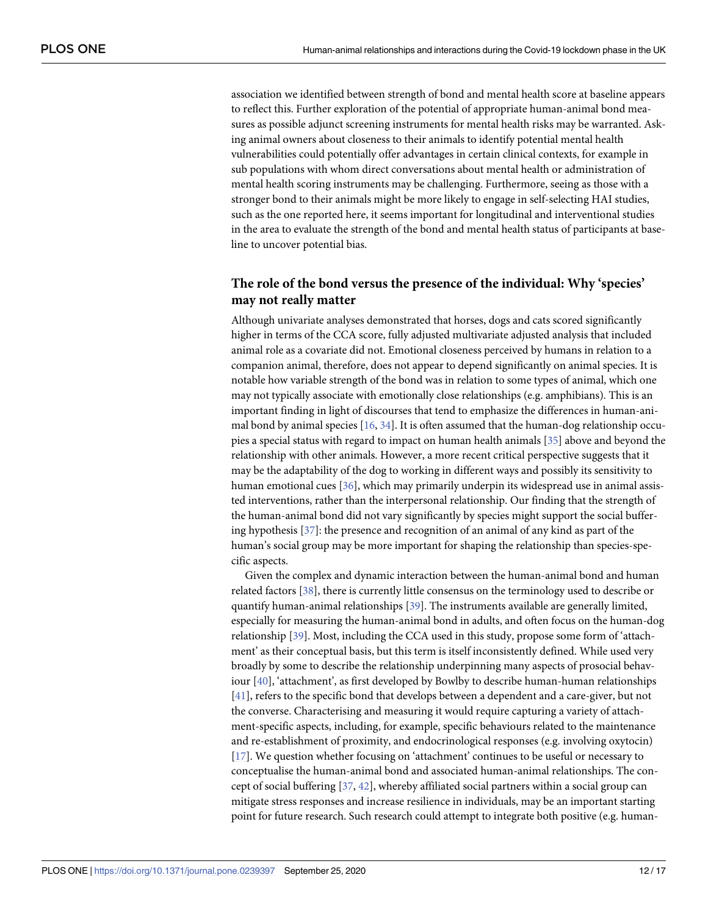association we identified between strength of bond and mental health score at baseline appears to reflect this. Further exploration of the potential of appropriate human-animal bond measures as possible adjunct screening instruments for mental health risks may be warranted. Asking animal owners about closeness to their animals to identify potential mental health vulnerabilities could potentially offer advantages in certain clinical contexts, for example in sub populations with whom direct conversations about mental health or administration of mental health scoring instruments may be challenging. Furthermore, seeing as those with a stronger bond to their animals might be more likely to engage in self-selecting HAI studies, such as the one reported here, it seems important for longitudinal and interventional studies in the area to evaluate the strength of the bond and mental health status of participants at baseline to uncover potential bias.

## The role of the bond versus the presence of the individual: Why 'species' may not really matter

Although univariate analyses demonstrated that horses, dogs and cats scored significantly higher in terms of the CCA score, fully adjusted multivariate adjusted analysis that included animal role as a covariate did not. Emotional closeness perceived by humans in relation to a companion animal, therefore, does not appear to depend significantly on animal species. It is notable how variable strength of the bond was in relation to some types of animal, which one may not typically associate with emotionally close relationships (e.g. amphibians). This is an important finding in light of discourses that tend to emphasize the differences in human-animal bond by animal species [16, 34]. It is often assumed that the human-dog relationship occupies a special status with regard to impact on human health animals [35] above and beyond the relationship with other animals. However, a more recent critical perspective suggests that it may be the adaptability of the dog to working in different ways and possibly its sensitivity to human emotional cues [36], which may primarily underpin its widespread use in animal assisted interventions, rather than the interpersonal relationship. Our finding that the strength of the human-animal bond did not vary significantly by species might support the social buffering hypothesis [37]: the presence and recognition of an animal of any kind as part of the human's social group may be more important for shaping the relationship than species-specific aspects.

Given the complex and dynamic interaction between the human-animal bond and human related factors [38], there is currently little consensus on the terminology used to describe or quantify human-animal relationships [39]. The instruments available are generally limited, especially for measuring the human-animal bond in adults, and often focus on the human-dog relationship [39]. Most, including the CCA used in this study, propose some form of 'attachment' as their conceptual basis, but this term is itself inconsistently defined. While used very broadly by some to describe the relationship underpinning many aspects of prosocial behaviour [40], 'attachment', as first developed by Bowlby to describe human-human relationships [41], refers to the specific bond that develops between a dependent and a care-giver, but not the converse. Characterising and measuring it would require capturing a variety of attachment-specific aspects, including, for example, specific behaviours related to the maintenance and re-establishment of proximity, and endocrinological responses (e.g. involving oxytocin) [17]. We question whether focusing on 'attachment' continues to be useful or necessary to conceptualise the human-animal bond and associated human-animal relationships. The concept of social buffering [37, 42], whereby affiliated social partners within a social group can mitigate stress responses and increase resilience in individuals, may be an important starting point for future research. Such research could attempt to integrate both positive (e.g. human-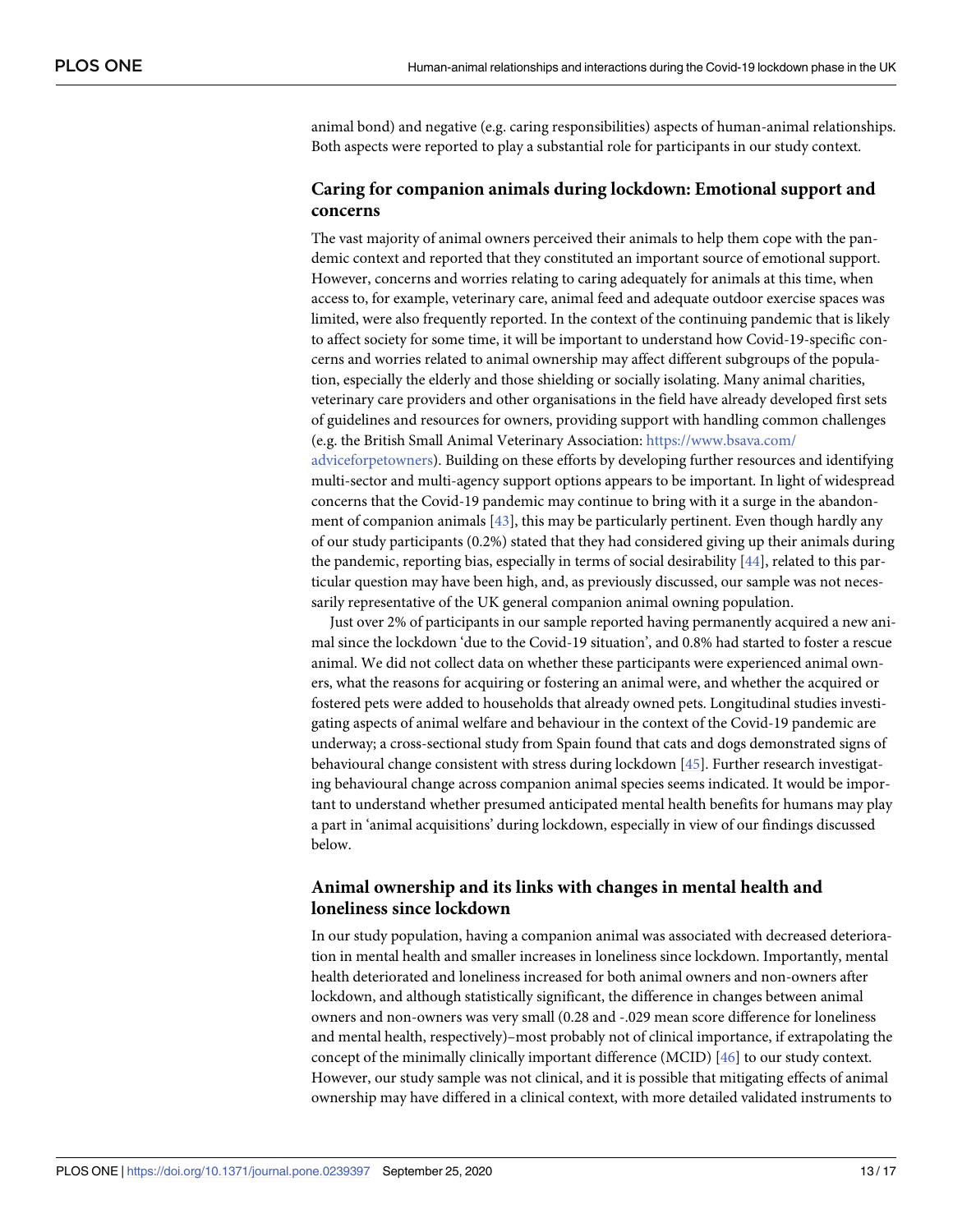animal bond) and negative (e.g. caring responsibilities) aspects of human-animal relationships. Both aspects were reported to play a substantial role for participants in our study context.

## Caring for companion animals during lockdown: Emotional support and concerns

The vast majority of animal owners perceived their animals to help them cope with the pandemic context and reported that they constituted an important source of emotional support. However, concerns and worries relating to caring adequately for animals at this time, when access to, for example, veterinary care, animal feed and adequate outdoor exercise spaces was limited, were also frequently reported. In the context of the continuing pandemic that is likely to affect society for some time, it will be important to understand how Covid-19-specific concerns and worries related to animal ownership may affect different subgroups of the population, especially the elderly and those shielding or socially isolating. Many animal charities, veterinary care providers and other organisations in the field have already developed first sets of guidelines and resources for owners, providing support with handling common challenges (e.g. the British Small Animal Veterinary Association: https://www.bsava.com/adviceforpetowners). Building on these efforts by developing further resources and identifying multi-sector and multi-agency support options appears to be important. In light of widespread concerns that the Covid-19 pandemic may continue to bring with it a surge in the abandonment of companion animals [43], this may be particularly pertinent. Even though hardly any of our study participants (0.2%) stated that they had considered giving up their animals during the pandemic, reporting bias, especially in terms of social desirability [44], related to this particular question may have been high, and, as previously discussed, our sample was not necessarily representative of the UK general companion animal owning population.

Just over 2% of participants in our sample reported having permanently acquired a new animal since the lockdown 'due to the Covid-19 situation', and 0.8% had started to foster a rescue animal. We did not collect data on whether these participants were experienced animal owners, what the reasons for acquiring or fostering an animal were, and whether the acquired or fostered pets were added to households that already owned pets. Longitudinal studies investigating aspects of animal welfare and behaviour in the context of the Covid-19 pandemic are underway; a cross-sectional study from Spain found that cats and dogs demonstrated signs of behavioural change consistent with stress during lockdown [45]. Further research investigating behavioural change across companion animal species seems indicated. It would be important to understand whether presumed anticipated mental health benefits for humans may play a part in 'animal acquisitions' during lockdown, especially in view of our findings discussed below.

## Animal ownership and its links with changes in mental health and loneliness since lockdown

In our study population, having a companion animal was associated with decreased deterioration in mental health and smaller increases in loneliness since lockdown. Importantly, mental health deteriorated and loneliness increased for both animal owners and non-owners after lockdown, and although statistically significant, the difference in changes between animal owners and non-owners was very small (0.28 and -.029 mean score difference for loneliness and mental health, respectively)–most probably not of clinical importance, if extrapolating the concept of the minimally clinically important difference (MCID) [46] to our study context. However, our study sample was not clinical, and it is possible that mitigating effects of animal ownership may have differed in a clinical context, with more detailed validated instruments to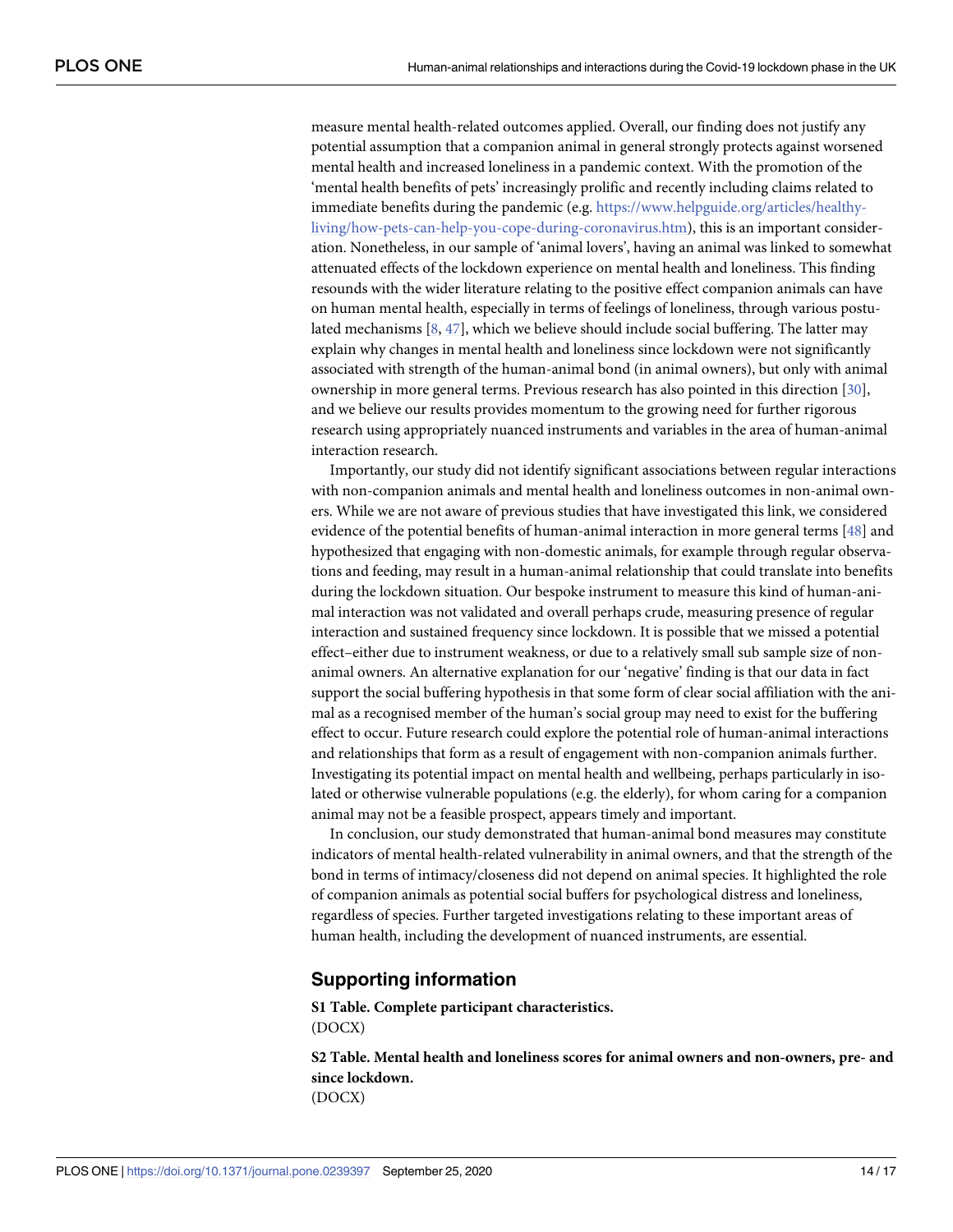measure mental health-related outcomes applied. Overall, our finding does not justify any potential assumption that a companion animal in general strongly protects against worsened mental health and increased loneliness in a pandemic context. With the promotion of the 'mental health benefits of pets' increasingly prolific and recently including claims related to immediate benefits during the pandemic (e.g. https://www.helpguide.org/articles/healthy-living/how-pets-can-help-you-cope-during-coronavirus.htm), this is an important consideration. Nonetheless, in our sample of 'animal lovers', having an animal was linked to somewhat attenuated effects of the lockdown experience on mental health and loneliness. This finding resounds with the wider literature relating to the positive effect companion animals can have on human mental health, especially in terms of feelings of loneliness, through various postulated mechanisms [8, 47], which we believe should include social buffering. The latter may explain why changes in mental health and loneliness since lockdown were not significantly associated with strength of the human-animal bond (in animal owners), but only with animal ownership in more general terms. Previous research has also pointed in this direction [30], and we believe our results provides momentum to the growing need for further rigorous research using appropriately nuanced instruments and variables in the area of human-animal interaction research.

Importantly, our study did not identify significant associations between regular interactions with non-companion animals and mental health and loneliness outcomes in non-animal owners. While we are not aware of previous studies that have investigated this link, we considered evidence of the potential benefits of human-animal interaction in more general terms [48] and hypothesized that engaging with non-domestic animals, for example through regular observations and feeding, may result in a human-animal relationship that could translate into benefits during the lockdown situation. Our bespoke instrument to measure this kind of human-animal interaction was not validated and overall perhaps crude, measuring presence of regular interaction and sustained frequency since lockdown. It is possible that we missed a potential effect–either due to instrument weakness, or due to a relatively small sub sample size of non-animal owners. An alternative explanation for our 'negative' finding is that our data in fact support the social buffering hypothesis in that some form of clear social affiliation with the animal as a recognised member of the human's social group may need to exist for the buffering effect to occur. Future research could explore the potential role of human-animal interactions and relationships that form as a result of engagement with non-companion animals further. Investigating its potential impact on mental health and wellbeing, perhaps particularly in isolated or otherwise vulnerable populations (e.g. the elderly), for whom caring for a companion animal may not be a feasible prospect, appears timely and important.

In conclusion, our study demonstrated that human-animal bond measures may constitute indicators of mental health-related vulnerability in animal owners, and that the strength of the bond in terms of intimacy/closeness did not depend on animal species. It highlighted the role of companion animals as potential social buffers for psychological distress and loneliness, regardless of species. Further targeted investigations relating to these important areas of human health, including the development of nuanced instruments, are essential.

## Supporting information

**S1 Table. Complete participant characteristics.**
(DOCX)

**S2 Table. Mental health and loneliness scores for animal owners and non-owners, pre- and since lockdown.**
(DOCX)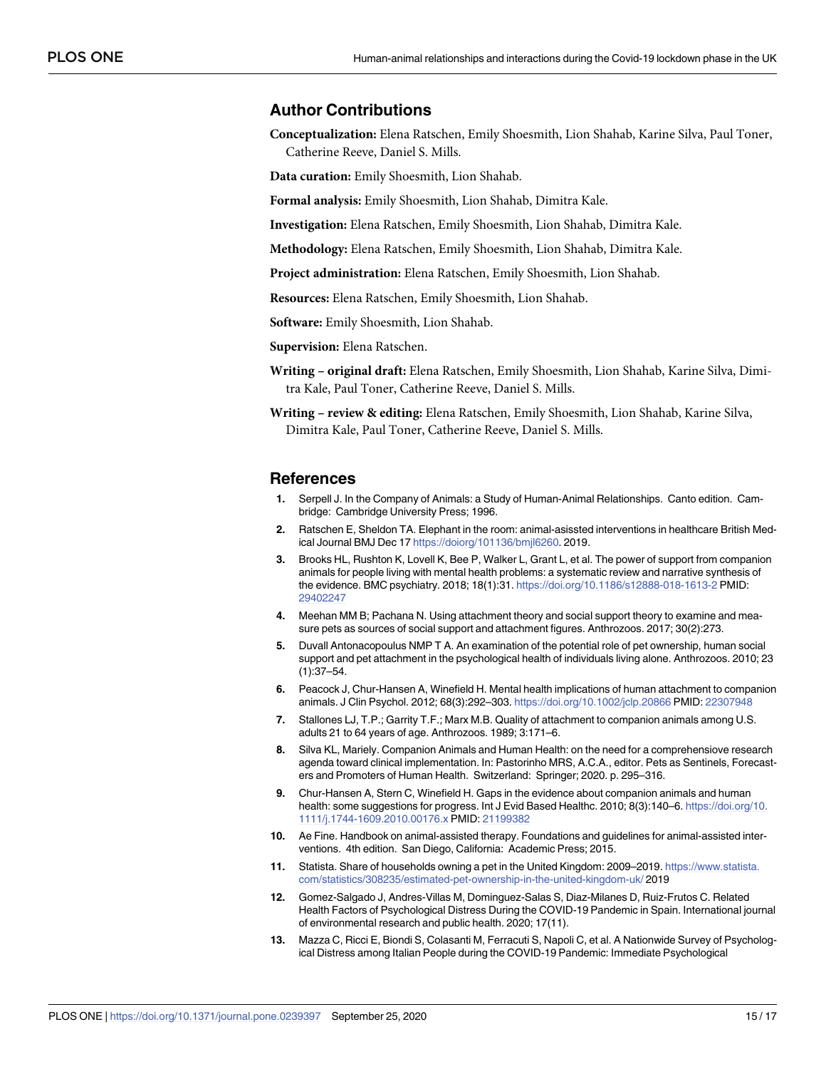## Author Contributions

**Conceptualization:** Elena Ratschen, Emily Shoesmith, Lion Shahab, Karine Silva, Paul Toner, Catherine Reeve, Daniel S. Mills.

**Data curation:** Emily Shoesmith, Lion Shahab.

**Formal analysis:** Emily Shoesmith, Lion Shahab, Dimitra Kale.

**Investigation:** Elena Ratschen, Emily Shoesmith, Lion Shahab, Dimitra Kale.

**Methodology:** Elena Ratschen, Emily Shoesmith, Lion Shahab, Dimitra Kale.

**Project administration:** Elena Ratschen, Emily Shoesmith, Lion Shahab.

**Resources:** Elena Ratschen, Emily Shoesmith, Lion Shahab.

**Software:** Emily Shoesmith, Lion Shahab.

**Supervision:** Elena Ratschen.

**Writing – original draft:** Elena Ratschen, Emily Shoesmith, Lion Shahab, Karine Silva, Dimitra Kale, Paul Toner, Catherine Reeve, Daniel S. Mills.

**Writing – review & editing:** Elena Ratschen, Emily Shoesmith, Lion Shahab, Karine Silva, Dimitra Kale, Paul Toner, Catherine Reeve, Daniel S. Mills.

## References

1. Serpell J. In the Company of Animals: a Study of Human-Animal Relationships. Canto edition. Cambridge: Cambridge University Press; 1996.
2. Ratschen E, Sheldon TA. Elephant in the room: animal-asissted interventions in healthcare British Medical Journal BMJ Dec 17 https://doiorg/101136/bmjl6260. 2019.
3. Brooks HL, Rushton K, Lovell K, Bee P, Walker L, Grant L, et al. The power of support from companion animals for people living with mental health problems: a systematic review and narrative synthesis of the evidence. BMC psychiatry. 2018; 18(1):31. https://doi.org/10.1186/s12888-018-1613-2 PMID: 29402247
4. Meehan MM B; Pachana N. Using attachment theory and social support theory to examine and measure pets as sources of social support and attachment figures. Anthrozoos. 2017; 30(2):273.
5. Duvall Antonacopoulus NMP T A. An examination of the potential role of pet ownership, human social support and pet attachment in the psychological health of individuals living alone. Anthrozoos. 2010; 23 (1):37–54.
6. Peacock J, Chur-Hansen A, Winefield H. Mental health implications of human attachment to companion animals. J Clin Psychol. 2012; 68(3):292–303. https://doi.org/10.1002/jclp.20866 PMID: 22307948
7. Stallones LJ, T.P.; Garrity T.F.; Marx M.B. Quality of attachment to companion animals among U.S. adults 21 to 64 years of age. Anthrozoos. 1989; 3:171–6.
8. Silva KL, Mariely. Companion Animals and Human Health: on the need for a comprehensiove research agenda toward clinical implementation. In: Pastorinho MRS, A.C.A., editor. Pets as Sentinels, Forecasters and Promoters of Human Health. Switzerland: Springer; 2020. p. 295–316.
9. Chur-Hansen A, Stern C, Winefield H. Gaps in the evidence about companion animals and human health: some suggestions for progress. Int J Evid Based Healthc. 2010; 8(3):140–6. https://doi.org/10.1111/j.1744-1609.2010.00176.x PMID: 21199382
10. Ae Fine. Handbook on animal-assisted therapy. Foundations and guidelines for animal-assisted interventions. 4th edition. San Diego, California: Academic Press; 2015.
11. Statista. Share of households owning a pet in the United Kingdom: 2009–2019. https://www.statista.com/statistics/308235/estimated-pet-ownership-in-the-united-kingdom-uk/ 2019
12. Gomez-Salgado J, Andres-Villas M, Dominguez-Salas S, Diaz-Milanes D, Ruiz-Frutos C. Related Health Factors of Psychological Distress During the COVID-19 Pandemic in Spain. International journal of environmental research and public health. 2020; 17(11).
13. Mazza C, Ricci E, Biondi S, Colasanti M, Ferracuti S, Napoli C, et al. A Nationwide Survey of Psychological Distress among Italian People during the COVID-19 Pandemic: Immediate Psychological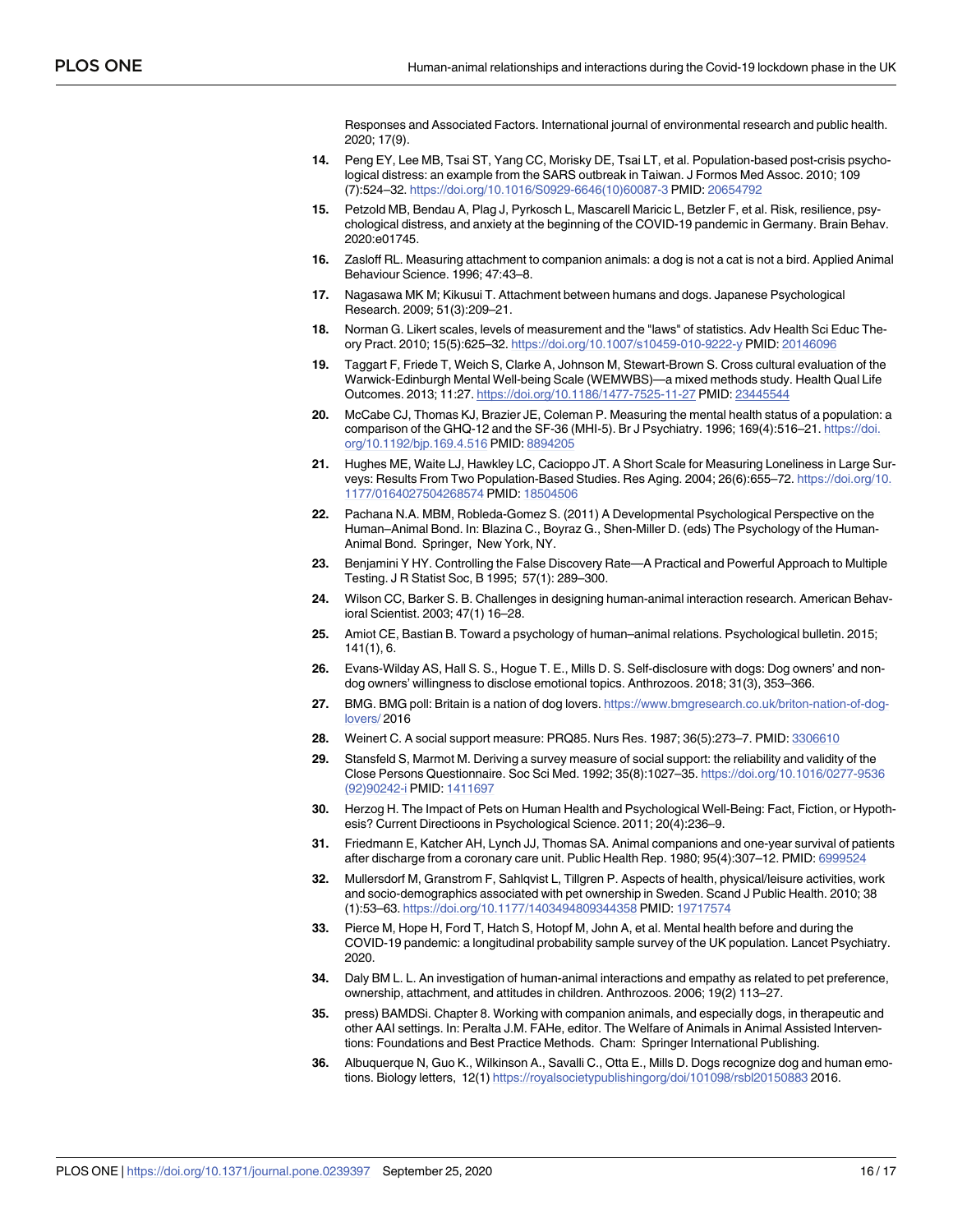Responses and Associated Factors. International journal of environmental research and public health. 2020; 17(9).

14. Peng EY, Lee MB, Tsai ST, Yang CC, Morisky DE, Tsai LT, et al. Population-based post-crisis psychological distress: an example from the SARS outbreak in Taiwan. J Formos Med Assoc. 2010; 109 (7):524–32. https://doi.org/10.1016/S0929-6646(10)60087-3 PMID: 20654792

15. Petzold MB, Bendau A, Plag J, Pyrkosch L, Mascarell Maricic L, Betzler F, et al. Risk, resilience, psychological distress, and anxiety at the beginning of the COVID-19 pandemic in Germany. Brain Behav. 2020:e01745.

16. Zasloff RL. Measuring attachment to companion animals: a dog is not a cat is not a bird. Applied Animal Behaviour Science. 1996; 47:43–8.

17. Nagasawa MK M; Kikusui T. Attachment between humans and dogs. Japanese Psychological Research. 2009; 51(3):209–21.

18. Norman G. Likert scales, levels of measurement and the "laws" of statistics. Adv Health Sci Educ Theory Pract. 2010; 15(5):625–32. https://doi.org/10.1007/s10459-010-9222-y PMID: 20146096

19. Taggart F, Friede T, Weich S, Clarke A, Johnson M, Stewart-Brown S. Cross cultural evaluation of the Warwick-Edinburgh Mental Well-being Scale (WEMWBS)—a mixed methods study. Health Qual Life Outcomes. 2013; 11:27. https://doi.org/10.1186/1477-7525-11-27 PMID: 23445544

20. McCabe CJ, Thomas KJ, Brazier JE, Coleman P. Measuring the mental health status of a population: a comparison of the GHQ-12 and the SF-36 (MHI-5). Br J Psychiatry. 1996; 169(4):516–21. https://doi.org/10.1192/bjp.169.4.516 PMID: 8894205

21. Hughes ME, Waite LJ, Hawkley LC, Cacioppo JT. A Short Scale for Measuring Loneliness in Large Surveys: Results From Two Population-Based Studies. Res Aging. 2004; 26(6):655–72. https://doi.org/10.1177/0164027504268574 PMID: 18504506

22. Pachana N.A. MBM, Robleda-Gomez S. (2011) A Developmental Psychological Perspective on the Human–Animal Bond. In: Blazina C., Boyraz G., Shen-Miller D. (eds) The Psychology of the Human-Animal Bond. Springer, New York, NY.

23. Benjamini Y HY. Controlling the False Discovery Rate—A Practical and Powerful Approach to Multiple Testing. J R Statist Soc, B 1995; 57(1): 289–300.

24. Wilson CC, Barker S. B. Challenges in designing human-animal interaction research. American Behavioral Scientist. 2003; 47(1) 16–28.

25. Amiot CE, Bastian B. Toward a psychology of human–animal relations. Psychological bulletin. 2015; 141(1), 6.

26. Evans-Wilday AS, Hall S. S., Hogue T. E., Mills D. S. Self-disclosure with dogs: Dog owners' and non-dog owners' willingness to disclose emotional topics. Anthrozoos. 2018; 31(3), 353–366.

27. BMG. BMG poll: Britain is a nation of dog lovers. https://www.bmgresearch.co.uk/briton-nation-of-dog-lovers/ 2016

28. Weinert C. A social support measure: PRQ85. Nurs Res. 1987; 36(5):273–7. PMID: 3306610

29. Stansfeld S, Marmot M. Deriving a survey measure of social support: the reliability and validity of the Close Persons Questionnaire. Soc Sci Med. 1992; 35(8):1027–35. https://doi.org/10.1016/0277-9536(92)90242-i PMID: 1411697

30. Herzog H. The Impact of Pets on Human Health and Psychological Well-Being: Fact, Fiction, or Hypothesis? Current Directioons in Psychological Science. 2011; 20(4):236–9.

31. Friedmann E, Katcher AH, Lynch JJ, Thomas SA. Animal companions and one-year survival of patients after discharge from a coronary care unit. Public Health Rep. 1980; 95(4):307–12. PMID: 6999524

32. Mullersdorf M, Granstrom F, Sahlqvist L, Tillgren P. Aspects of health, physical/leisure activities, work and socio-demographics associated with pet ownership in Sweden. Scand J Public Health. 2010; 38 (1):53–63. https://doi.org/10.1177/1403494809344358 PMID: 19717574

33. Pierce M, Hope H, Ford T, Hatch S, Hotopf M, John A, et al. Mental health before and during the COVID-19 pandemic: a longitudinal probability sample survey of the UK population. Lancet Psychiatry. 2020.

34. Daly BM L. L. An investigation of human-animal interactions and empathy as related to pet preference, ownership, attachment, and attitudes in children. Anthrozoos. 2006; 19(2) 113–27.

35. press) BAMDSi. Chapter 8. Working with companion animals, and especially dogs, in therapeutic and other AAI settings. In: Peralta J.M. FAHe, editor. The Welfare of Animals in Animal Assisted Interventions: Foundations and Best Practice Methods. Cham: Springer International Publishing.

36. Albuquerque N, Guo K., Wilkinson A., Savalli C., Otta E., Mills D. Dogs recognize dog and human emotions. Biology letters, 12(1) https://royalsocietypublishingorg/doi/101098/rsbl20150883 2016.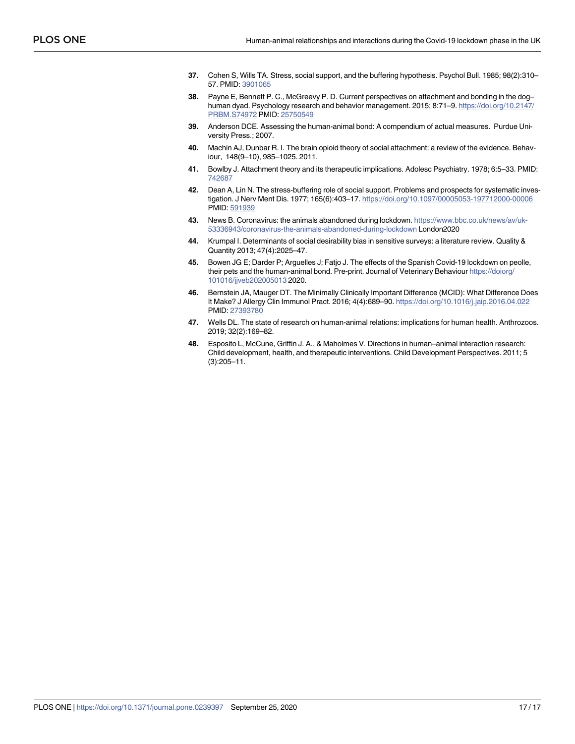37. Cohen S, Wills TA. Stress, social support, and the buffering hypothesis. Psychol Bull. 1985; 98(2):310–57. PMID: 3901065

38. Payne E, Bennett P. C., McGreevy P. D. Current perspectives on attachment and bonding in the dog–human dyad. Psychology research and behavior management. 2015; 8:71–9. https://doi.org/10.2147/PRBM.S74972 PMID: 25750549

39. Anderson DCE. Assessing the human-animal bond: A compendium of actual measures. Purdue University Press.; 2007.

40. Machin AJ, Dunbar R. I. The brain opioid theory of social attachment: a review of the evidence. Behaviour, 148(9–10), 985–1025. 2011.

41. Bowlby J. Attachment theory and its therapeutic implications. Adolesc Psychiatry. 1978; 6:5–33. PMID: 742687

42. Dean A, Lin N. The stress-buffering role of social support. Problems and prospects for systematic investigation. J Nerv Ment Dis. 1977; 165(6):403–17. https://doi.org/10.1097/00005053-197712000-00006 PMID: 591939

43. News B. Coronavirus: the animals abandoned during lockdown. https://www.bbc.co.uk/news/av/uk-53336943/coronavirus-the-animals-abandoned-during-lockdown London2020

44. Krumpal I. Determinants of social desirability bias in sensitive surveys: a literature review. Quality & Quantity 2013; 47(4):2025–47.

45. Bowen JG E; Darder P; Arguelles J; Fatjo J. The effects of the Spanish Covid-19 lockdown on peolle, their pets and the human-animal bond. Pre-print. Journal of Veterinary Behaviour https://doiorg/101016/jjveb202005013 2020.

46. Bernstein JA, Mauger DT. The Minimally Clinically Important Difference (MCID): What Difference Does It Make? J Allergy Clin Immunol Pract. 2016; 4(4):689–90. https://doi.org/10.1016/j.jaip.2016.04.022 PMID: 27393780

47. Wells DL. The state of research on human-animal relations: implications for human health. Anthrozoos. 2019; 32(2):169–82.

48. Esposito L, McCune, Griffin J. A., & Maholmes V. Directions in human–animal interaction research: Child development, health, and therapeutic interventions. Child Development Perspectives. 2011; 5 (3):205–11.